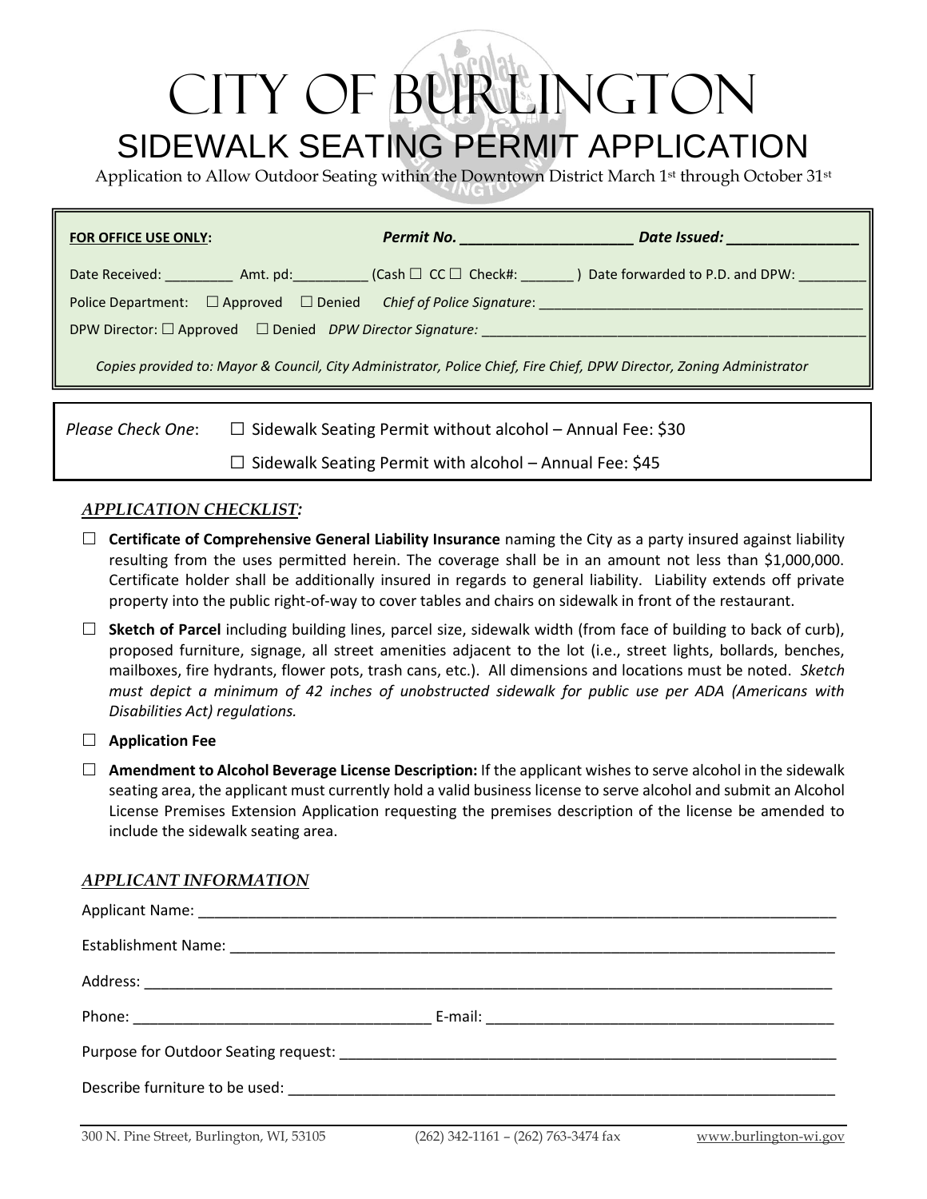# CITY OF BURLINGTON

## SIDEWALK SEATING PERMIT APPLICATION

Application to Allow Outdoor Seating within the Downtown District March 1st through October 31st

**FOR OFFICE USE ONLY:** ***Permit No. _____________________ Date Issued: ________________***

Date Received: _________ Amt. pd:__________ (Cash ☐ CC ☐ Check#: _______ ) Date forwarded to P.D. and DPW: _________

Police Department: ☐ Approved ☐ Denied *Chief of Police Signature*: ___________________________________________

DPW Director: ☐ Approved ☐ Denied *DPW Director Signature:* ___________________________________________________

*Copies provided to: Mayor & Council, City Administrator, Police Chief, Fire Chief, DPW Director, Zoning Administrator*

*Please Check One*: ☐ Sidewalk Seating Permit without alcohol – Annual Fee: $30

☐ Sidewalk Seating Permit with alcohol – Annual Fee: $45

### *APPLICATION CHECKLIST:*

☐ **Certificate of Comprehensive General Liability Insurance** naming the City as a party insured against liability resulting from the uses permitted herein. The coverage shall be in an amount not less than $1,000,000. Certificate holder shall be additionally insured in regards to general liability. Liability extends off private property into the public right-of-way to cover tables and chairs on sidewalk in front of the restaurant.

☐ **Sketch of Parcel** including building lines, parcel size, sidewalk width (from face of building to back of curb), proposed furniture, signage, all street amenities adjacent to the lot (i.e., street lights, bollards, benches, mailboxes, fire hydrants, flower pots, trash cans, etc.). All dimensions and locations must be noted. *Sketch must depict a minimum of 42 inches of unobstructed sidewalk for public use per ADA (Americans with Disabilities Act) regulations.*

☐ **Application Fee**

☐ **Amendment to Alcohol Beverage License Description:** If the applicant wishes to serve alcohol in the sidewalk seating area, the applicant must currently hold a valid business license to serve alcohol and submit an Alcohol License Premises Extension Application requesting the premises description of the license be amended to include the sidewalk seating area.

### *APPLICANT INFORMATION*

Applicant Name: ______________________________________________________________________________

Establishment Name: __________________________________________________________________________

Address: _____________________________________________________________________________________

Phone: ____________________________________ E-mail: ___________________________________________

Purpose for Outdoor Seating request: _____________________________________________________________

Describe furniture to be used: __________________________________________________________________

300 N. Pine Street, Burlington, WI, 53105 (262) 342-1161 – (262) 763-3474 fax www.burlington-wi.gov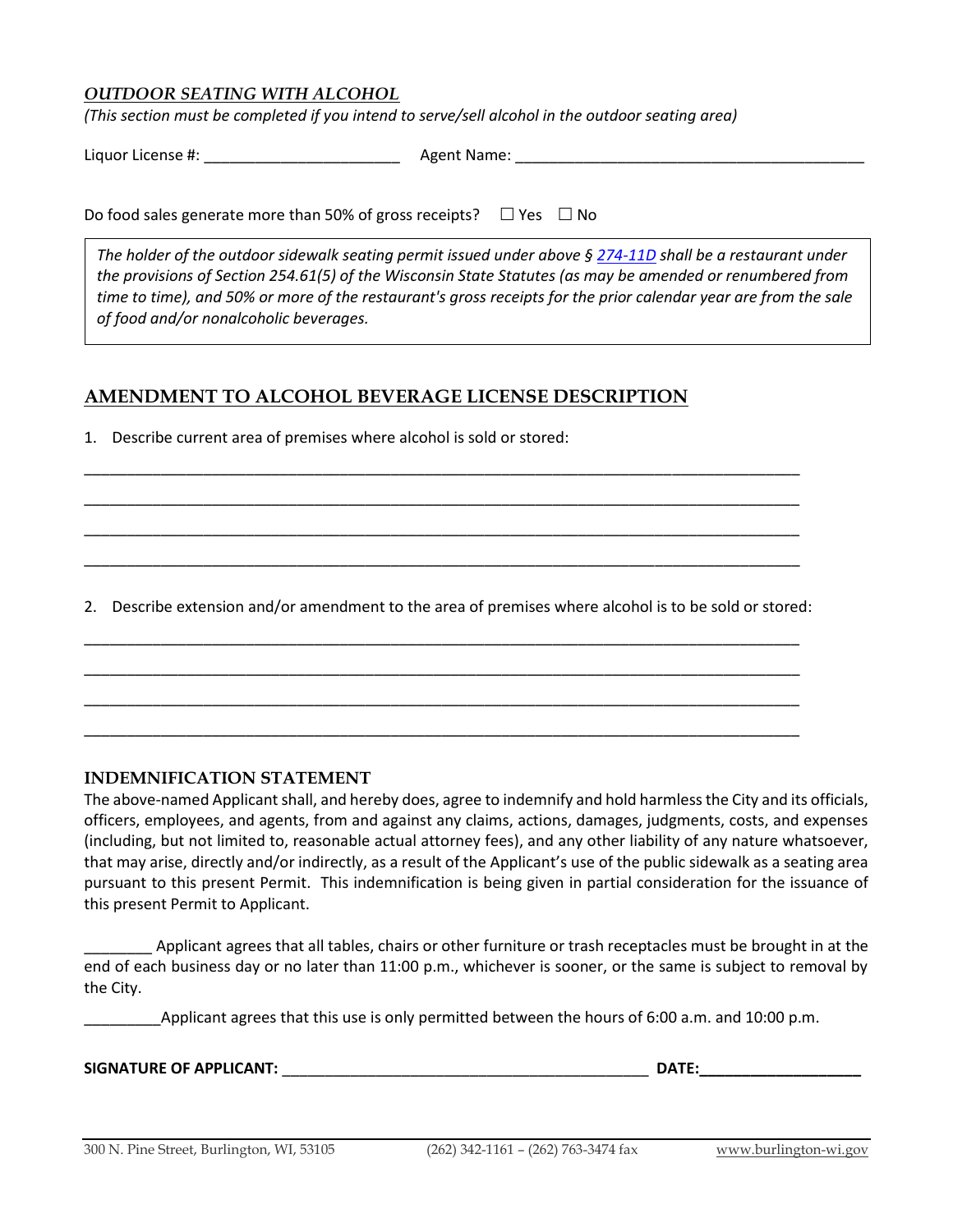### *OUTDOOR SEATING WITH ALCOHOL*

*(This section must be completed if you intend to serve/sell alcohol in the outdoor seating area)*

Liquor License #: _______________________ Agent Name: _________________________________________

Do food sales generate more than 50% of gross receipts? ☐ Yes ☐ No

> *The holder of the outdoor sidewalk seating permit issued under above § 274-11D shall be a restaurant under the provisions of Section 254.61(5) of the Wisconsin State Statutes (as may be amended or renumbered from time to time), and 50% or more of the restaurant's gross receipts for the prior calendar year are from the sale of food and/or nonalcoholic beverages.*

## AMENDMENT TO ALCOHOL BEVERAGE LICENSE DESCRIPTION

1. Describe current area of premises where alcohol is sold or stored:

_____________________________________________________________________________________

_____________________________________________________________________________________

_____________________________________________________________________________________

_____________________________________________________________________________________

2. Describe extension and/or amendment to the area of premises where alcohol is to be sold or stored:

_____________________________________________________________________________________

_____________________________________________________________________________________

_____________________________________________________________________________________

_____________________________________________________________________________________

### INDEMNIFICATION STATEMENT

The above-named Applicant shall, and hereby does, agree to indemnify and hold harmless the City and its officials, officers, employees, and agents, from and against any claims, actions, damages, judgments, costs, and expenses (including, but not limited to, reasonable actual attorney fees), and any other liability of any nature whatsoever, that may arise, directly and/or indirectly, as a result of the Applicant's use of the public sidewalk as a seating area pursuant to this present Permit. This indemnification is being given in partial consideration for the issuance of this present Permit to Applicant.

________ Applicant agrees that all tables, chairs or other furniture or trash receptacles must be brought in at the end of each business day or no later than 11:00 p.m., whichever is sooner, or the same is subject to removal by the City.

_________Applicant agrees that this use is only permitted between the hours of 6:00 a.m. and 10:00 p.m.

**SIGNATURE OF APPLICANT:** ___________________________________________ **DATE:___________________**

300 N. Pine Street, Burlington, WI, 53105 (262) 342-1161 – (262) 763-3474 fax www.burlington-wi.gov